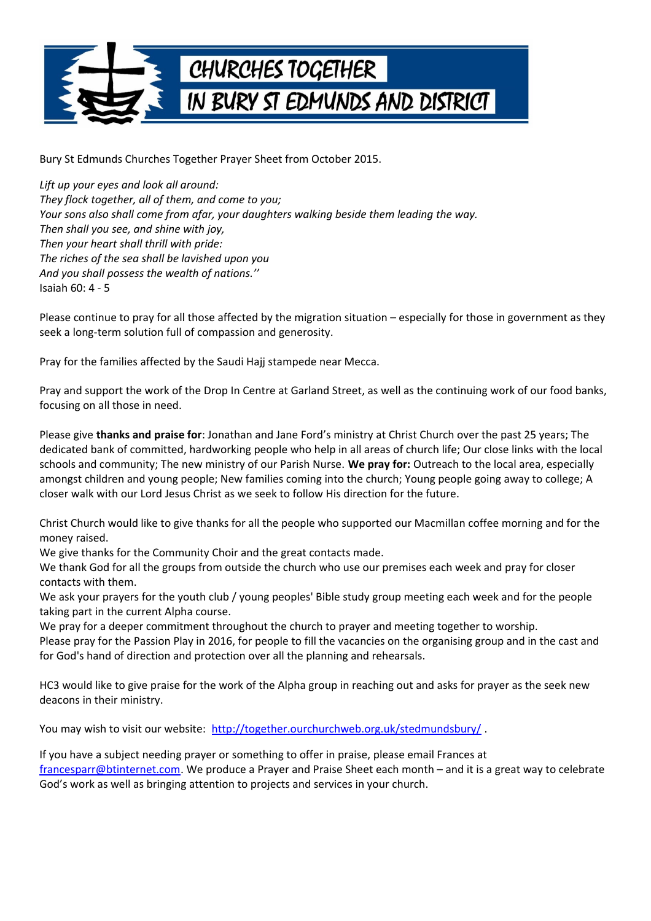# CHURCHES TOGETHER IN BURY ST EDMUNDS AND DISTRICT

Bury St Edmunds Churches Together Prayer Sheet from October 2015.

*Lift up your eyes and look all around:*
*They flock together, all of them, and come to you;*
*Your sons also shall come from afar, your daughters walking beside them leading the way.*
*Then shall you see, and shine with joy,*
*Then your heart shall thrill with pride:*
*The riches of the sea shall be lavished upon you*
*And you shall possess the wealth of nations.''*
Isaiah 60: 4 - 5

Please continue to pray for all those affected by the migration situation – especially for those in government as they seek a long-term solution full of compassion and generosity.

Pray for the families affected by the Saudi Hajj stampede near Mecca.

Pray and support the work of the Drop In Centre at Garland Street, as well as the continuing work of our food banks, focusing on all those in need.

Please give **thanks and praise for**: Jonathan and Jane Ford's ministry at Christ Church over the past 25 years; The dedicated bank of committed, hardworking people who help in all areas of church life; Our close links with the local schools and community; The new ministry of our Parish Nurse. **We pray for:** Outreach to the local area, especially amongst children and young people; New families coming into the church; Young people going away to college; A closer walk with our Lord Jesus Christ as we seek to follow His direction for the future.

Christ Church would like to give thanks for all the people who supported our Macmillan coffee morning and for the money raised.
We give thanks for the Community Choir and the great contacts made.
We thank God for all the groups from outside the church who use our premises each week and pray for closer contacts with them.
We ask your prayers for the youth club / young peoples' Bible study group meeting each week and for the people taking part in the current Alpha course.
We pray for a deeper commitment throughout the church to prayer and meeting together to worship.
Please pray for the Passion Play in 2016, for people to fill the vacancies on the organising group and in the cast and for God's hand of direction and protection over all the planning and rehearsals.

HC3 would like to give praise for the work of the Alpha group in reaching out and asks for prayer as the seek new deacons in their ministry.

You may wish to visit our website: [http://together.ourchurchweb.org.uk/stedmundsbury/](http://together.ourchurchweb.org.uk/stedmundsbury/) .

If you have a subject needing prayer or something to offer in praise, please email Frances at [francesparr@btinternet.com](mailto:francesparr@btinternet.com). We produce a Prayer and Praise Sheet each month – and it is a great way to celebrate God's work as well as bringing attention to projects and services in your church.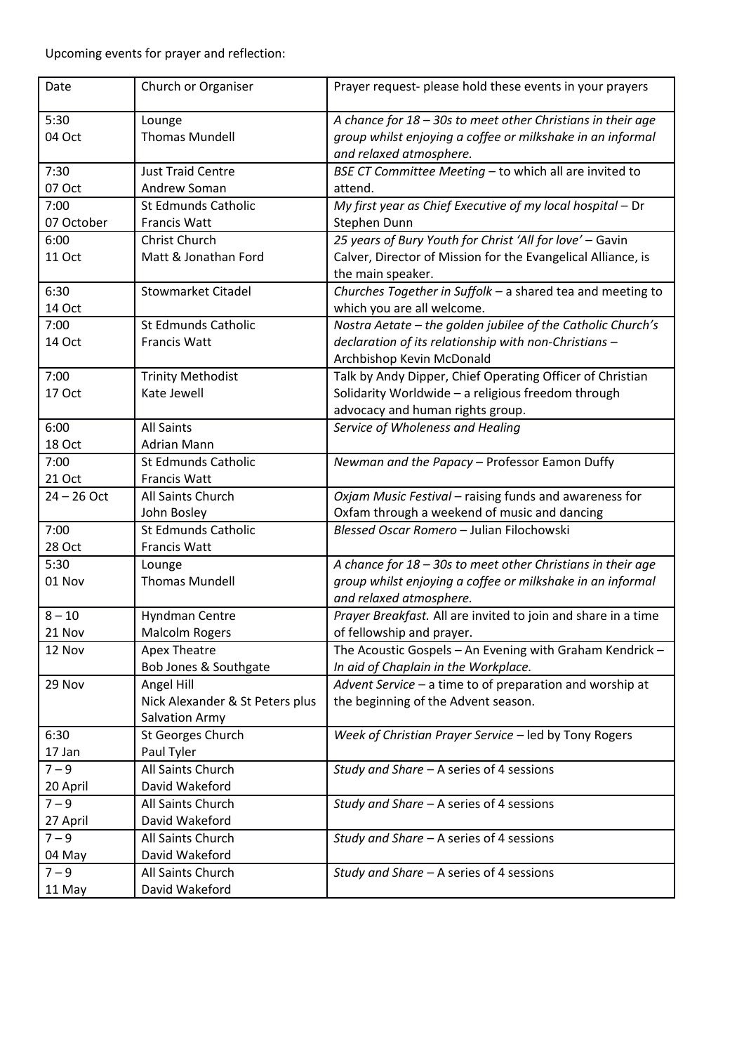Upcoming events for prayer and reflection:

| Date | Church or Organiser | Prayer request- please hold these events in your prayers |
|---|---|---|
| 5:30<br>04 Oct | Lounge<br>Thomas Mundell | *A chance for 18 – 30s to meet other Christians in their age group whilst enjoying a coffee or milkshake in an informal and relaxed atmosphere.* |
| 7:30<br>07 Oct | Just Traid Centre<br>Andrew Soman | *BSE CT Committee Meeting* – to which all are invited to attend. |
| 7:00<br>07 October | St Edmunds Catholic<br>Francis Watt | *My first year as Chief Executive of my local hospital* – Dr Stephen Dunn |
| 6:00<br>11 Oct | Christ Church<br>Matt & Jonathan Ford | *25 years of Bury Youth for Christ 'All for love'* – Gavin Calver, Director of Mission for the Evangelical Alliance, is the main speaker. |
| 6:30<br>14 Oct | Stowmarket Citadel | *Churches Together in Suffolk* – a shared tea and meeting to which you are all welcome. |
| 7:00<br>14 Oct | St Edmunds Catholic<br>Francis Watt | *Nostra Aetate – the golden jubilee of the Catholic Church's declaration of its relationship with non-Christians* – Archbishop Kevin McDonald |
| 7:00<br>17 Oct | Trinity Methodist<br>Kate Jewell | Talk by Andy Dipper, Chief Operating Officer of Christian Solidarity Worldwide – a religious freedom through advocacy and human rights group. |
| 6:00<br>18 Oct | All Saints<br>Adrian Mann | *Service of Wholeness and Healing* |
| 7:00<br>21 Oct | St Edmunds Catholic<br>Francis Watt | *Newman and the Papacy* – Professor Eamon Duffy |
| 24 – 26 Oct | All Saints Church<br>John Bosley | *Oxjam Music Festival* – raising funds and awareness for Oxfam through a weekend of music and dancing |
| 7:00<br>28 Oct | St Edmunds Catholic<br>Francis Watt | *Blessed Oscar Romero* – Julian Filochowski |
| 5:30<br>01 Nov | Lounge<br>Thomas Mundell | *A chance for 18 – 30s to meet other Christians in their age group whilst enjoying a coffee or milkshake in an informal and relaxed atmosphere.* |
| 8 – 10<br>21 Nov | Hyndman Centre<br>Malcolm Rogers | *Prayer Breakfast.* All are invited to join and share in a time of fellowship and prayer. |
| 12 Nov | Apex Theatre<br>Bob Jones & Southgate | The Acoustic Gospels – An Evening with Graham Kendrick – *In aid of Chaplain in the Workplace.* |
| 29 Nov | Angel Hill<br>Nick Alexander & St Peters plus Salvation Army | *Advent Service* – a time to of preparation and worship at the beginning of the Advent season. |
| 6:30<br>17 Jan | St Georges Church<br>Paul Tyler | *Week of Christian Prayer Service* – led by Tony Rogers |
| 7 – 9<br>20 April | All Saints Church<br>David Wakeford | *Study and Share* – A series of 4 sessions |
| 7 – 9<br>27 April | All Saints Church<br>David Wakeford | *Study and Share* – A series of 4 sessions |
| 7 – 9<br>04 May | All Saints Church<br>David Wakeford | *Study and Share* – A series of 4 sessions |
| 7 – 9<br>11 May | All Saints Church<br>David Wakeford | *Study and Share* – A series of 4 sessions |